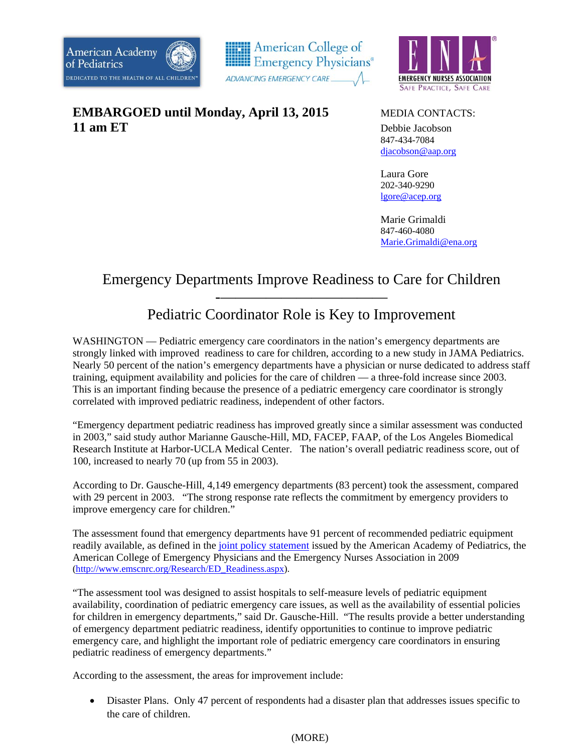American Academy of Pediatrics — DEDICATED TO THE HEALTH OF ALL CHILDREN

American College of Emergency Physicians — ADVANCING EMERGENCY CARE

ENA — EMERGENCY NURSES ASSOCIATION — SAFE PRACTICE, SAFE CARE

**EMBARGOED until Monday, April 13, 2015**
**11 am ET**

MEDIA CONTACTS:

Debbie Jacobson
847-434-7084
djacobson@aap.org

Laura Gore
202-340-9290
lgore@acep.org

Marie Grimaldi
847-460-4080
Marie.Grimaldi@ena.org

# Emergency Departments Improve Readiness to Care for Children

## Pediatric Coordinator Role is Key to Improvement

WASHINGTON — Pediatric emergency care coordinators in the nation's emergency departments are strongly linked with improved readiness to care for children, according to a new study in JAMA Pediatrics. Nearly 50 percent of the nation's emergency departments have a physician or nurse dedicated to address staff training, equipment availability and policies for the care of children — a three-fold increase since 2003. This is an important finding because the presence of a pediatric emergency care coordinator is strongly correlated with improved pediatric readiness, independent of other factors.

"Emergency department pediatric readiness has improved greatly since a similar assessment was conducted in 2003," said study author Marianne Gausche-Hill, MD, FACEP, FAAP, of the Los Angeles Biomedical Research Institute at Harbor-UCLA Medical Center. The nation's overall pediatric readiness score, out of 100, increased to nearly 70 (up from 55 in 2003).

According to Dr. Gausche-Hill, 4,149 emergency departments (83 percent) took the assessment, compared with 29 percent in 2003. "The strong response rate reflects the commitment by emergency providers to improve emergency care for children."

The assessment found that emergency departments have 91 percent of recommended pediatric equipment readily available, as defined in the joint policy statement issued by the American Academy of Pediatrics, the American College of Emergency Physicians and the Emergency Nurses Association in 2009 (http://www.emscnrc.org/Research/ED_Readiness.aspx).

"The assessment tool was designed to assist hospitals to self-measure levels of pediatric equipment availability, coordination of pediatric emergency care issues, as well as the availability of essential policies for children in emergency departments," said Dr. Gausche-Hill. "The results provide a better understanding of emergency department pediatric readiness, identify opportunities to continue to improve pediatric emergency care, and highlight the important role of pediatric emergency care coordinators in ensuring pediatric readiness of emergency departments."

According to the assessment, the areas for improvement include:

- Disaster Plans. Only 47 percent of respondents had a disaster plan that addresses issues specific to the care of children.

(MORE)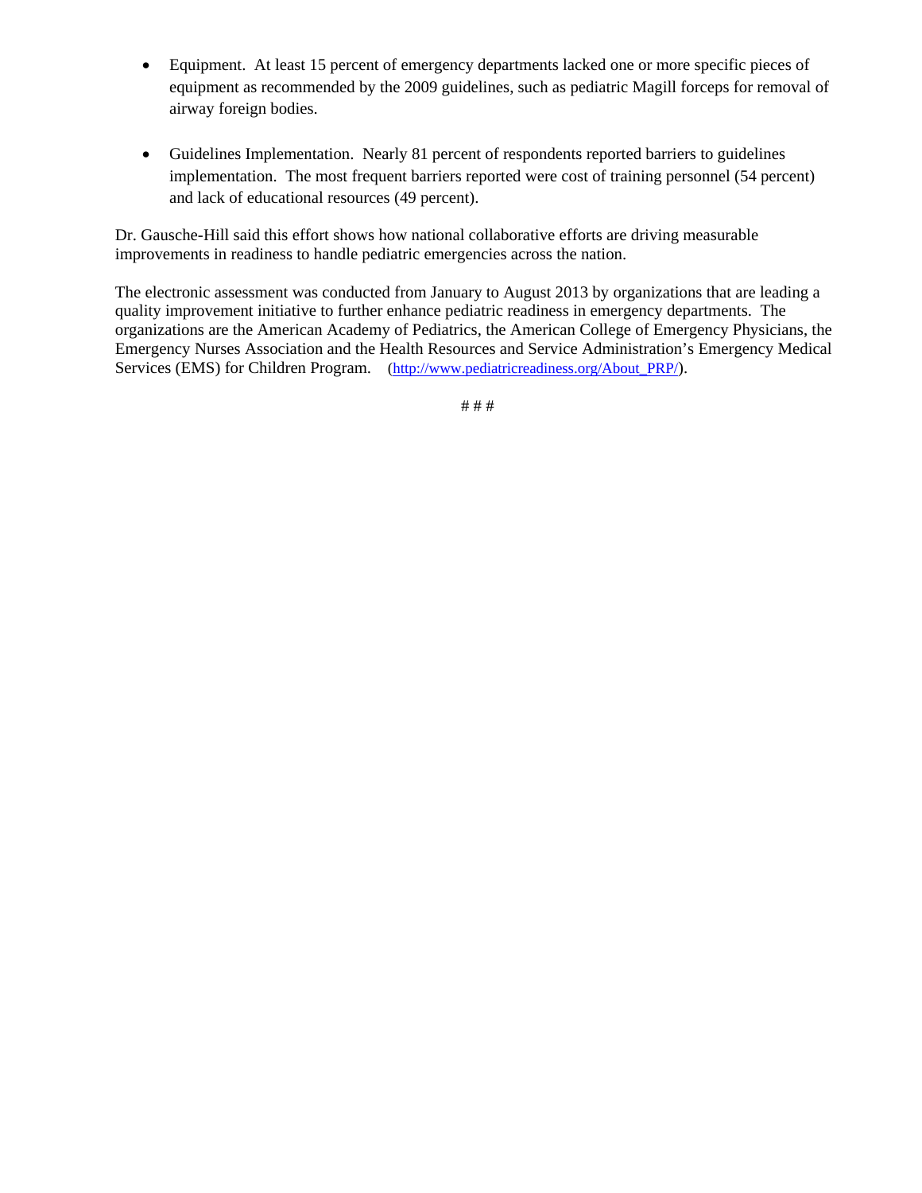- Equipment. At least 15 percent of emergency departments lacked one or more specific pieces of equipment as recommended by the 2009 guidelines, such as pediatric Magill forceps for removal of airway foreign bodies.

- Guidelines Implementation. Nearly 81 percent of respondents reported barriers to guidelines implementation. The most frequent barriers reported were cost of training personnel (54 percent) and lack of educational resources (49 percent).

Dr. Gausche-Hill said this effort shows how national collaborative efforts are driving measurable improvements in readiness to handle pediatric emergencies across the nation.

The electronic assessment was conducted from January to August 2013 by organizations that are leading a quality improvement initiative to further enhance pediatric readiness in emergency departments. The organizations are the American Academy of Pediatrics, the American College of Emergency Physicians, the Emergency Nurses Association and the Health Resources and Service Administration's Emergency Medical Services (EMS) for Children Program. (http://www.pediatricreadiness.org/About_PRP/).

# # #